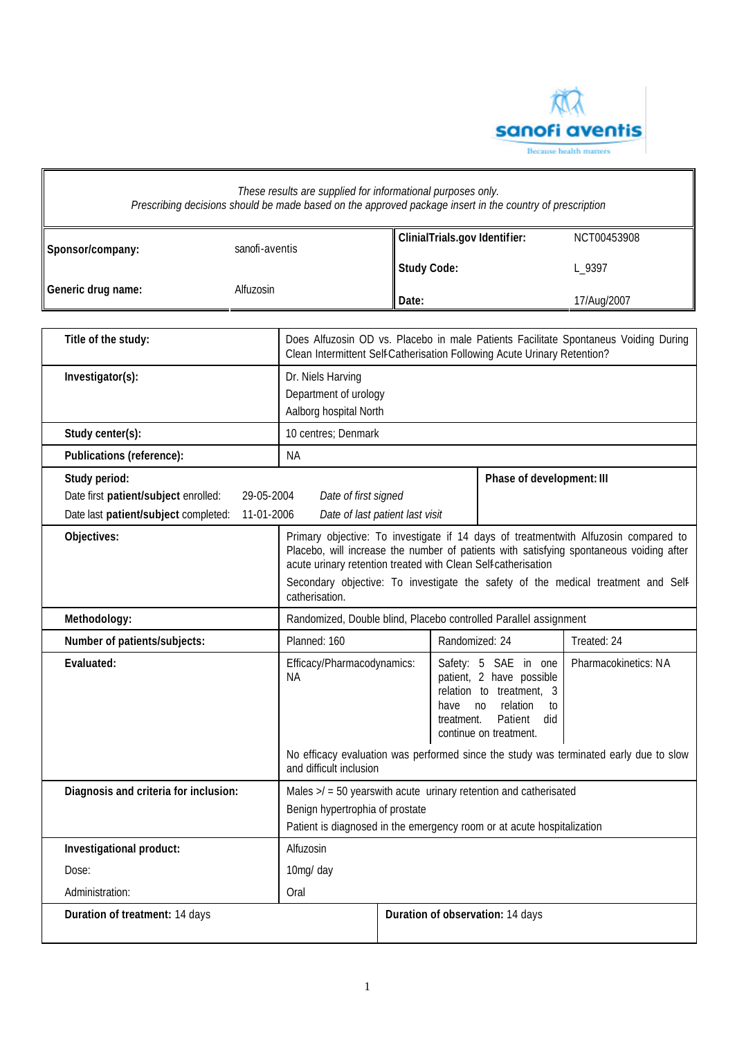*These results are supplied for informational purposes only.*
*Prescribing decisions should be made based on the approved package insert in the country of prescription*

| | | | |
|---|---|---|---|
| **Sponsor/company:** | sanofi-aventis | **ClinialTrials.gov Identifier:** | NCT00453908 |
| | | **Study Code:** | L_9397 |
| **Generic drug name:** | Alfuzosin | **Date:** | 17/Aug/2007 |

| | | | |
|---|---|---|---|
| **Title of the study:** | Does Alfuzosin OD vs. Placebo in male Patients Facilitate Spontaneus Voiding During Clean Intermittent Self-Catherisation Following Acute Urinary Retention? | | |
| **Investigator(s):** | Dr. Niels Harving<br>Department of urology<br>Aalborg hospital North | | |
| **Study center(s):** | 10 centres; Denmark | | |
| **Publications (reference):** | NA | | |
| **Study period:**<br>Date first **patient/subject** enrolled: 29-05-2004 *Date of first signed*<br>Date last **patient/subject** completed: 11-01-2006 *Date of last patient last visit* | | | **Phase of development: III** |
| **Objectives:** | Primary objective: To investigate if 14 days of treatmentwith Alfuzosin compared to Placebo, will increase the number of patients with satisfying spontaneous voiding after acute urinary retention treated with Clean Self-catherisation<br>Secondary objective: To investigate the safety of the medical treatment and Self-catherisation. | | |
| **Methodology:** | Randomized, Double blind, Placebo controlled Parallel assignment | | |
| **Number of patients/subjects:** | Planned: 160 | Randomized: 24 | Treated: 24 |
| **Evaluated:** | Efficacy/Pharmacodynamics: NA | Safety: 5 SAE in one patient, 2 have possible relation to treatment, 3 have no relation to treatment. Patient did continue on treatment. | Pharmacokinetics: NA |
| | No efficacy evaluation was performed since the study was terminated early due to slow and difficult inclusion | | |
| **Diagnosis and criteria for inclusion:** | Males >/ = 50 yearswith acute urinary retention and catherisated<br>Benign hypertrophia of prostate<br>Patient is diagnosed in the emergency room or at acute hospitalization | | |
| **Investigational product:**<br>Dose:<br>Administration: | Alfuzosin<br>10mg/ day<br>Oral | | |
| **Duration of treatment:** 14 days | | **Duration of observation:** 14 days | |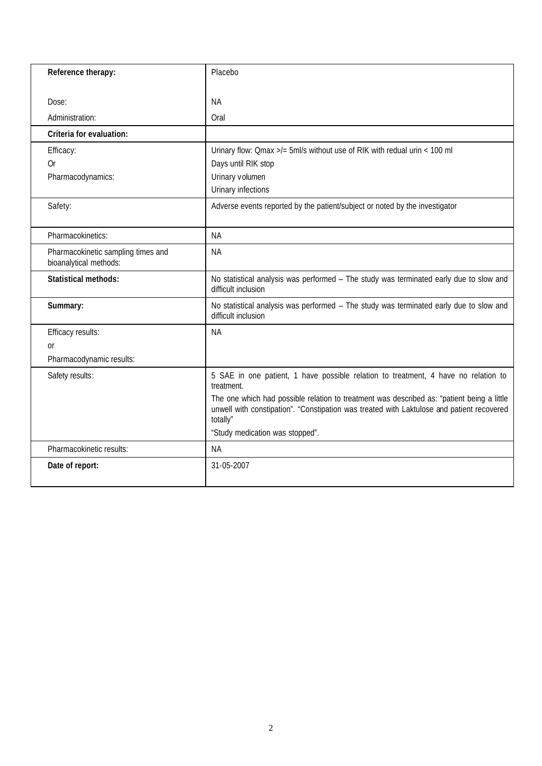| | |
|---|---|
| **Reference therapy:** | Placebo |
| Dose: | NA |
| Administration: | Oral |
| **Criteria for evaluation:** | |
| Efficacy:<br>Or<br>Pharmacodynamics: | Urinary flow: Qmax >/= 5ml/s without use of RIK with redual urin < 100 ml<br>Days until RIK stop<br>Urinary volumen<br>Urinary infections |
| Safety: | Adverse events reported by the patient/subject or noted by the investigator |
| Pharmacokinetics: | NA |
| Pharmacokinetic sampling times and bioanalytical methods: | NA |
| **Statistical methods:** | No statistical analysis was performed – The study was terminated early due to slow and difficult inclusion |
| **Summary:** | No statistical analysis was performed – The study was terminated early due to slow and difficult inclusion |
| Efficacy results:<br>or<br>Pharmacodynamic results: | NA |
| Safety results: | 5 SAE in one patient, 1 have possible relation to treatment, 4 have no relation to treatment.<br>The one which had possible relation to treatment was described as: "patient being a little unwell with constipation". "Constipation was treated with Laktulose and patient recovered totally"<br>"Study medication was stopped". |
| Pharmacokinetic results: | NA |
| **Date of report:** | 31-05-2007 |